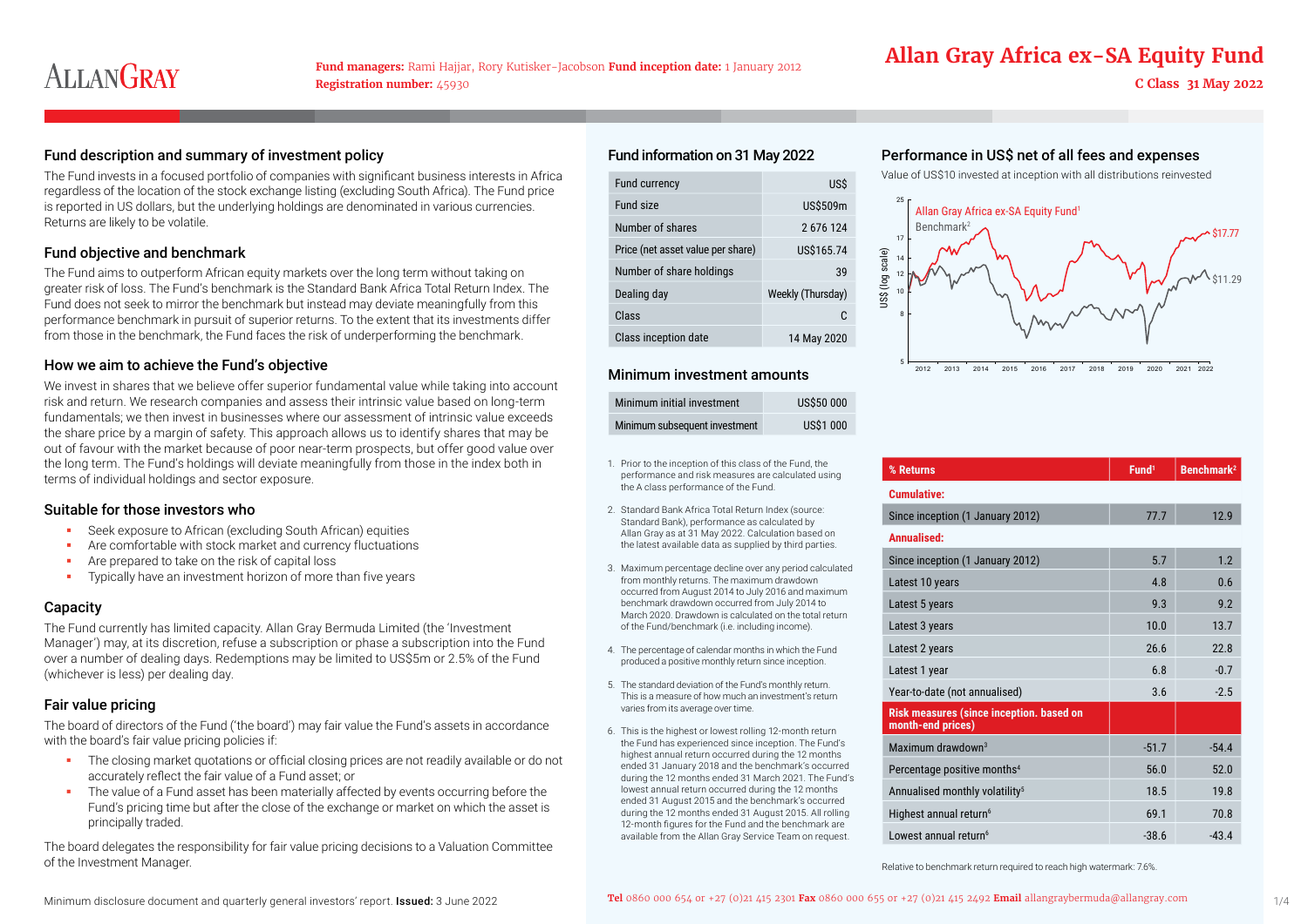# Allan Gray Africa ex-SA Equity Fund

**Fund managers:** Rami Hajjar, Rory Kutisker-Jacobson **Fund inception date:** 1 January 2012
**Registration number:** 45930

**C Class 31 May 2022**

## Fund description and summary of investment policy

The Fund invests in a focused portfolio of companies with significant business interests in Africa regardless of the location of the stock exchange listing (excluding South Africa). The Fund price is reported in US dollars, but the underlying holdings are denominated in various currencies. Returns are likely to be volatile.

## Fund objective and benchmark

The Fund aims to outperform African equity markets over the long term without taking on greater risk of loss. The Fund's benchmark is the Standard Bank Africa Total Return Index. The Fund does not seek to mirror the benchmark but instead may deviate meaningfully from this performance benchmark in pursuit of superior returns. To the extent that its investments differ from those in the benchmark, the Fund faces the risk of underperforming the benchmark.

## How we aim to achieve the Fund's objective

We invest in shares that we believe offer superior fundamental value while taking into account risk and return. We research companies and assess their intrinsic value based on long-term fundamentals; we then invest in businesses where our assessment of intrinsic value exceeds the share price by a margin of safety. This approach allows us to identify shares that may be out of favour with the market because of poor near-term prospects, but offer good value over the long term. The Fund's holdings will deviate meaningfully from those in the index both in terms of individual holdings and sector exposure.

## Suitable for those investors who

- Seek exposure to African (excluding South African) equities
- Are comfortable with stock market and currency fluctuations
- Are prepared to take on the risk of capital loss
- Typically have an investment horizon of more than five years

## Capacity

The Fund currently has limited capacity. Allan Gray Bermuda Limited (the 'Investment Manager') may, at its discretion, refuse a subscription or phase a subscription into the Fund over a number of dealing days. Redemptions may be limited to US$5m or 2.5% of the Fund (whichever is less) per dealing day.

## Fair value pricing

The board of directors of the Fund ('the board') may fair value the Fund's assets in accordance with the board's fair value pricing policies if:

- The closing market quotations or official closing prices are not readily available or do not accurately reflect the fair value of a Fund asset; or
- The value of a Fund asset has been materially affected by events occurring before the Fund's pricing time but after the close of the exchange or market on which the asset is principally traded.

The board delegates the responsibility for fair value pricing decisions to a Valuation Committee of the Investment Manager.

## Fund information on 31 May 2022

| | |
|---|---|
| Fund currency | US$ |
| Fund size | US$509m |
| Number of shares | 2 676 124 |
| Price (net asset value per share) | US$165.74 |
| Number of share holdings | 39 |
| Dealing day | Weekly (Thursday) |
| Class | C |
| Class inception date | 14 May 2020 |

## Minimum investment amounts

| | |
|---|---|
| Minimum initial investment | US$50 000 |
| Minimum subsequent investment | US$1 000 |

1. Prior to the inception of this class of the Fund, the performance and risk measures are calculated using the A class performance of the Fund.
2. Standard Bank Africa Total Return Index (source: Standard Bank), performance as calculated by Allan Gray as at 31 May 2022. Calculation based on the latest available data as supplied by third parties.
3. Maximum percentage decline over any period calculated from monthly returns. The maximum drawdown occurred from August 2014 to July 2016 and maximum benchmark drawdown occurred from July 2014 to March 2020. Drawdown is calculated on the total return of the Fund/benchmark (i.e. including income).
4. The percentage of calendar months in which the Fund produced a positive monthly return since inception.
5. The standard deviation of the Fund's monthly return. This is a measure of how much an investment's return varies from its average over time.
6. This is the highest or lowest rolling 12-month return the Fund has experienced since inception. The Fund's highest annual return occurred during the 12 months ended 31 January 2018 and the benchmark's occurred during the 12 months ended 31 March 2021. The Fund's lowest annual return occurred during the 12 months ended 31 August 2015 and the benchmark's occurred during the 12 months ended 31 August 2015. All rolling 12-month figures for the Fund and the benchmark are available from the Allan Gray Service Team on request.

## Performance in US$ net of all fees and expenses

Value of US$10 invested at inception with all distributions reinvested

| % Returns | Fund[1] | Benchmark[2] |
|---|---|---|
| **Cumulative:** | | |
| Since inception (1 January 2012) | 77.7 | 12.9 |
| **Annualised:** | | |
| Since inception (1 January 2012) | 5.7 | 1.2 |
| Latest 10 years | 4.8 | 0.6 |
| Latest 5 years | 9.3 | 9.2 |
| Latest 3 years | 10.0 | 13.7 |
| Latest 2 years | 26.6 | 22.8 |
| Latest 1 year | 6.8 | -0.7 |
| Year-to-date (not annualised) | 3.6 | -2.5 |
| **Risk measures (since inception, based on month-end prices)** | | |
| Maximum drawdown[3] | -51.7 | -54.4 |
| Percentage positive months[4] | 56.0 | 52.0 |
| Annualised monthly volatility[5] | 18.5 | 19.8 |
| Highest annual return[6] | 69.1 | 70.8 |
| Lowest annual return[6] | -38.6 | -43.4 |

Relative to benchmark return required to reach high watermark: 7.6%.

Minimum disclosure document and quarterly general investors' report. **Issued:** 3 June 2022

**Tel** 0860 000 654 or +27 (0)21 415 2301 **Fax** 0860 000 655 or +27 (0)21 415 2492 **Email** allangraybermuda@allangray.com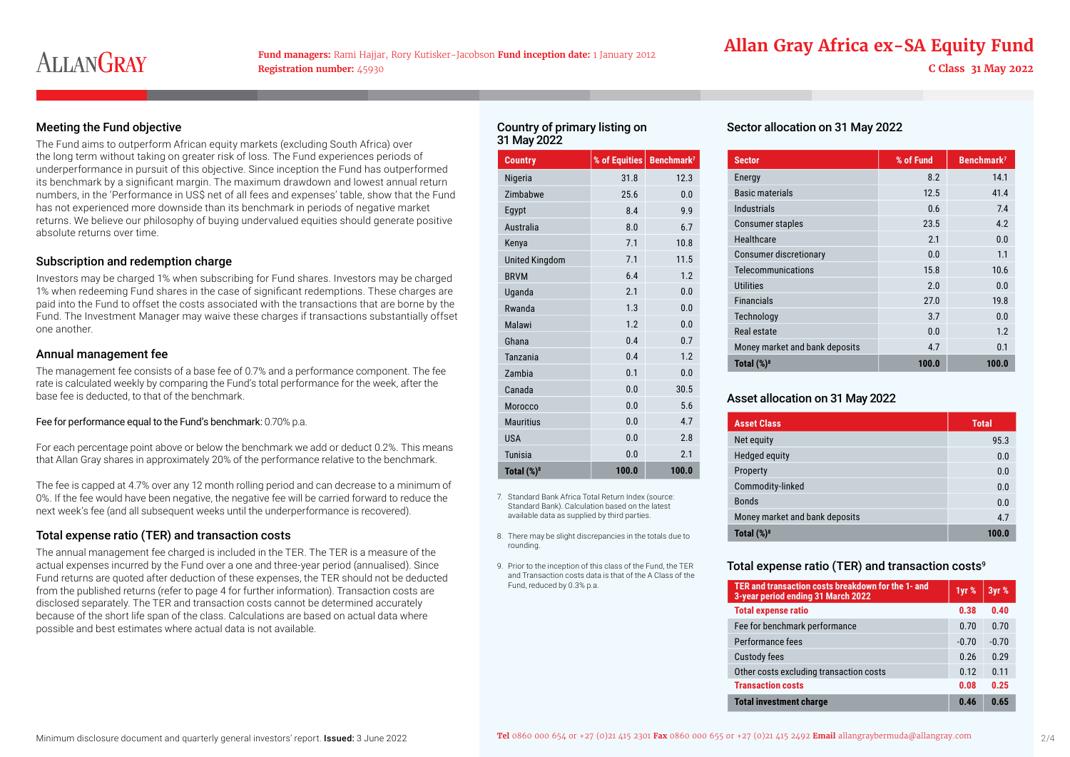Fund managers: Rami Hajjar, Rory Kutisker-Jacobson Fund inception date: 1 January 2012
Registration number: 45930

# Allan Gray Africa ex-SA Equity Fund

C Class 31 May 2022

## Meeting the Fund objective

The Fund aims to outperform African equity markets (excluding South Africa) over the long term without taking on greater risk of loss. The Fund experiences periods of underperformance in pursuit of this objective. Since inception the Fund has outperformed its benchmark by a significant margin. The maximum drawdown and lowest annual return numbers, in the 'Performance in US$ net of all fees and expenses' table, show that the Fund has not experienced more downside than its benchmark in periods of negative market returns. We believe our philosophy of buying undervalued equities should generate positive absolute returns over time.

## Subscription and redemption charge

Investors may be charged 1% when subscribing for Fund shares. Investors may be charged 1% when redeeming Fund shares in the case of significant redemptions. These charges are paid into the Fund to offset the costs associated with the transactions that are borne by the Fund. The Investment Manager may waive these charges if transactions substantially offset one another.

## Annual management fee

The management fee consists of a base fee of 0.7% and a performance component. The fee rate is calculated weekly by comparing the Fund's total performance for the week, after the base fee is deducted, to that of the benchmark.

Fee for performance equal to the Fund's benchmark: 0.70% p.a.

For each percentage point above or below the benchmark we add or deduct 0.2%. This means that Allan Gray shares in approximately 20% of the performance relative to the benchmark.

The fee is capped at 4.7% over any 12 month rolling period and can decrease to a minimum of 0%. If the fee would have been negative, the negative fee will be carried forward to reduce the next week's fee (and all subsequent weeks until the underperformance is recovered).

## Total expense ratio (TER) and transaction costs

The annual management fee charged is included in the TER. The TER is a measure of the actual expenses incurred by the Fund over a one and three-year period (annualised). Since Fund returns are quoted after deduction of these expenses, the TER should not be deducted from the published returns (refer to page 4 for further information). Transaction costs are disclosed separately. The TER and transaction costs cannot be determined accurately because of the short life span of the class. Calculations are based on actual data where possible and best estimates where actual data is not available.

## Country of primary listing on 31 May 2022

| Country | % of Equities | Benchmark[7] |
|---|---|---|
| Nigeria | 31.8 | 12.3 |
| Zimbabwe | 25.6 | 0.0 |
| Egypt | 8.4 | 9.9 |
| Australia | 8.0 | 6.7 |
| Kenya | 7.1 | 10.8 |
| United Kingdom | 7.1 | 11.5 |
| BRVM | 6.4 | 1.2 |
| Uganda | 2.1 | 0.0 |
| Rwanda | 1.3 | 0.0 |
| Malawi | 1.2 | 0.0 |
| Ghana | 0.4 | 0.7 |
| Tanzania | 0.4 | 1.2 |
| Zambia | 0.1 | 0.0 |
| Canada | 0.0 | 30.5 |
| Morocco | 0.0 | 5.6 |
| Mauritius | 0.0 | 4.7 |
| USA | 0.0 | 2.8 |
| Tunisia | 0.0 | 2.1 |
| **Total (%)[8]** | **100.0** | **100.0** |

7. Standard Bank Africa Total Return Index (source: Standard Bank). Calculation based on the latest available data as supplied by third parties.

8. There may be slight discrepancies in the totals due to rounding.

9. Prior to the inception of this class of the Fund, the TER and Transaction costs data is that of the A Class of the Fund, reduced by 0.3% p.a.

## Sector allocation on 31 May 2022

| Sector | % of Fund | Benchmark[7] |
|---|---|---|
| Energy | 8.2 | 14.1 |
| Basic materials | 12.5 | 41.4 |
| Industrials | 0.6 | 7.4 |
| Consumer staples | 23.5 | 4.2 |
| Healthcare | 2.1 | 0.0 |
| Consumer discretionary | 0.0 | 1.1 |
| Telecommunications | 15.8 | 10.6 |
| Utilities | 2.0 | 0.0 |
| Financials | 27.0 | 19.8 |
| Technology | 3.7 | 0.0 |
| Real estate | 0.0 | 1.2 |
| Money market and bank deposits | 4.7 | 0.1 |
| **Total (%)[8]** | **100.0** | **100.0** |

## Asset allocation on 31 May 2022

| Asset Class | Total |
|---|---|
| Net equity | 95.3 |
| Hedged equity | 0.0 |
| Property | 0.0 |
| Commodity-linked | 0.0 |
| Bonds | 0.0 |
| Money market and bank deposits | 4.7 |
| **Total (%)[8]** | **100.0** |

## Total expense ratio (TER) and transaction costs[9]

| TER and transaction costs breakdown for the 1- and 3-year period ending 31 March 2022 | 1yr % | 3yr % |
|---|---|---|
| **Total expense ratio** | **0.38** | **0.40** |
| Fee for benchmark performance | 0.70 | 0.70 |
| Performance fees | -0.70 | -0.70 |
| Custody fees | 0.26 | 0.29 |
| Other costs excluding transaction costs | 0.12 | 0.11 |
| **Transaction costs** | **0.08** | **0.25** |
| **Total investment charge** | **0.46** | **0.65** |

Minimum disclosure document and quarterly general investors' report. **Issued:** 3 June 2022

**Tel** 0860 000 654 or +27 (0)21 415 2301 **Fax** 0860 000 655 or +27 (0)21 415 2492 **Email** allangraybermuda@allangray.com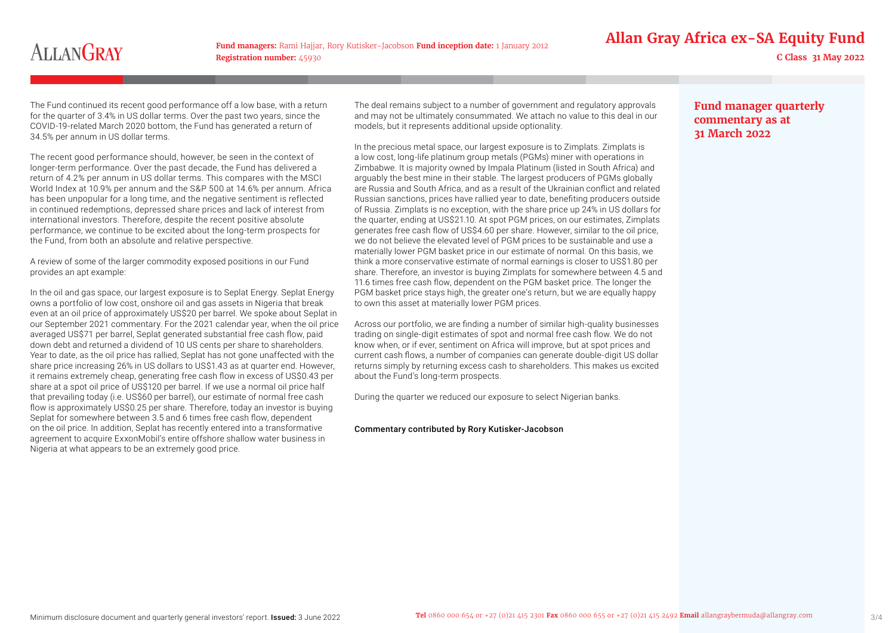## Fund manager quarterly commentary as at 31 March 2022

The Fund continued its recent good performance off a low base, with a return for the quarter of 3.4% in US dollar terms. Over the past two years, since the COVID-19-related March 2020 bottom, the Fund has generated a return of 34.5% per annum in US dollar terms.

The recent good performance should, however, be seen in the context of longer-term performance. Over the past decade, the Fund has delivered a return of 4.2% per annum in US dollar terms. This compares with the MSCI World Index at 10.9% per annum and the S&P 500 at 14.6% per annum. Africa has been unpopular for a long time, and the negative sentiment is reflected in continued redemptions, depressed share prices and lack of interest from international investors. Therefore, despite the recent positive absolute performance, we continue to be excited about the long-term prospects for the Fund, from both an absolute and relative perspective.

A review of some of the larger commodity exposed positions in our Fund provides an apt example:

In the oil and gas space, our largest exposure is to Seplat Energy. Seplat Energy owns a portfolio of low cost, onshore oil and gas assets in Nigeria that break even at an oil price of approximately US$20 per barrel. We spoke about Seplat in our September 2021 commentary. For the 2021 calendar year, when the oil price averaged US$71 per barrel, Seplat generated substantial free cash flow, paid down debt and returned a dividend of 10 US cents per share to shareholders. Year to date, as the oil price has rallied, Seplat has not gone unaffected with the share price increasing 26% in US dollars to US$1.43 as at quarter end. However, it remains extremely cheap, generating free cash flow in excess of US$0.43 per share at a spot oil price of US$120 per barrel. If we use a normal oil price half that prevailing today (i.e. US$60 per barrel), our estimate of normal free cash flow is approximately US$0.25 per share. Therefore, today an investor is buying Seplat for somewhere between 3.5 and 6 times free cash flow, dependent on the oil price. In addition, Seplat has recently entered into a transformative agreement to acquire ExxonMobil's entire offshore shallow water business in Nigeria at what appears to be an extremely good price.

The deal remains subject to a number of government and regulatory approvals and may not be ultimately consummated. We attach no value to this deal in our models, but it represents additional upside optionality.

In the precious metal space, our largest exposure is to Zimplats. Zimplats is a low cost, long-life platinum group metals (PGMs) miner with operations in Zimbabwe. It is majority owned by Impala Platinum (listed in South Africa) and arguably the best mine in their stable. The largest producers of PGMs globally are Russia and South Africa, and as a result of the Ukrainian conflict and related Russian sanctions, prices have rallied year to date, benefiting producers outside of Russia. Zimplats is no exception, with the share price up 24% in US dollars for the quarter, ending at US$21.10. At spot PGM prices, on our estimates, Zimplats generates free cash flow of US$4.60 per share. However, similar to the oil price, we do not believe the elevated level of PGM prices to be sustainable and use a materially lower PGM basket price in our estimate of normal. On this basis, we think a more conservative estimate of normal earnings is closer to US$1.80 per share. Therefore, an investor is buying Zimplats for somewhere between 4.5 and 11.6 times free cash flow, dependent on the PGM basket price. The longer the PGM basket price stays high, the greater one's return, but we are equally happy to own this asset at materially lower PGM prices.

Across our portfolio, we are finding a number of similar high-quality businesses trading on single-digit estimates of spot and normal free cash flow. We do not know when, or if ever, sentiment on Africa will improve, but at spot prices and current cash flows, a number of companies can generate double-digit US dollar returns simply by returning excess cash to shareholders. This makes us excited about the Fund's long-term prospects.

During the quarter we reduced our exposure to select Nigerian banks.

Commentary contributed by Rory Kutisker-Jacobson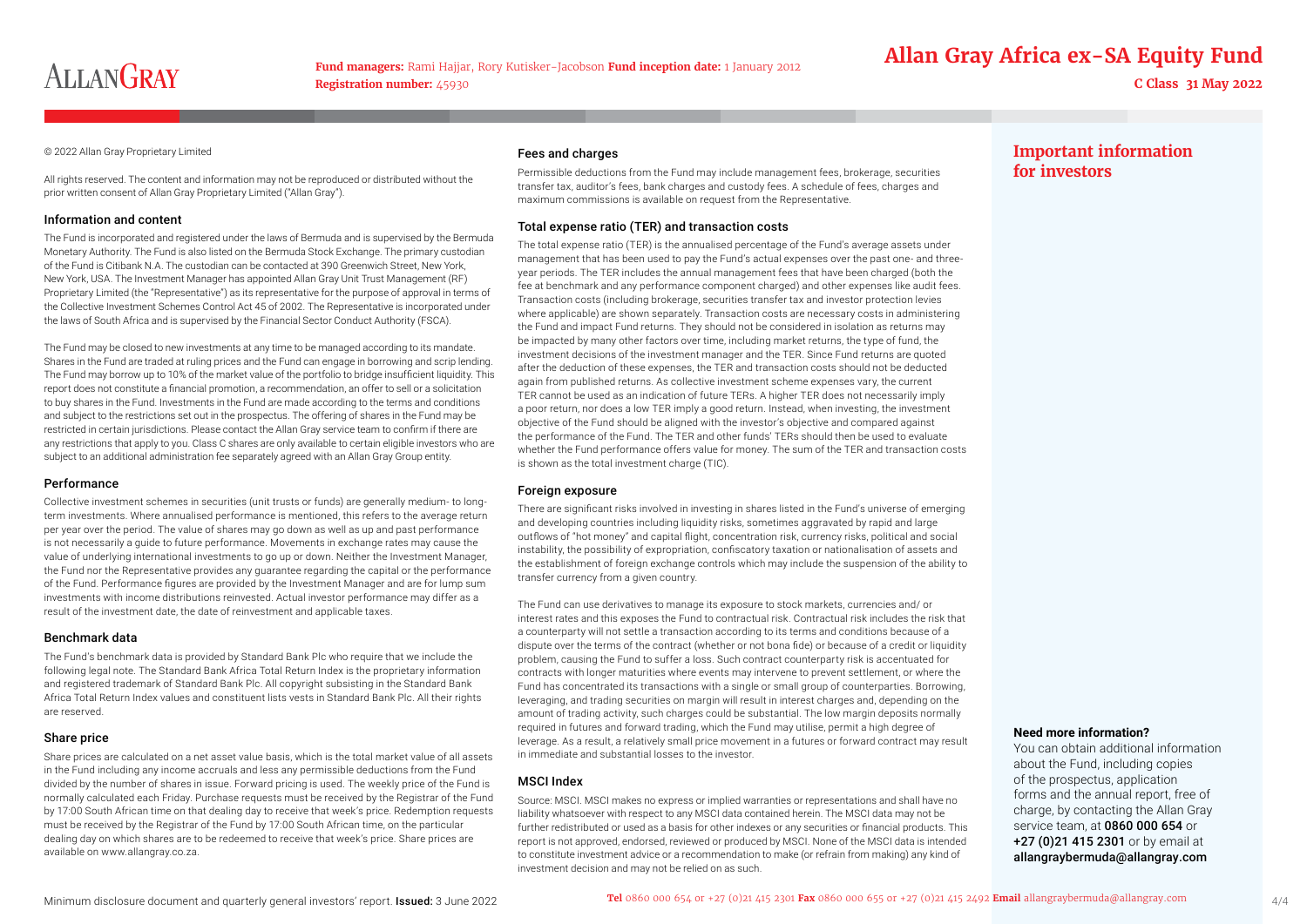# Allan Gray Africa ex-SA Equity Fund

**Fund managers:** Rami Hajjar, Rory Kutisker-Jacobson **Fund inception date:** 1 January 2012
**Registration number:** 45930

**C Class 31 May 2022**

© 2022 Allan Gray Proprietary Limited

All rights reserved. The content and information may not be reproduced or distributed without the prior written consent of Allan Gray Proprietary Limited ("Allan Gray").

### Information and content

The Fund is incorporated and registered under the laws of Bermuda and is supervised by the Bermuda Monetary Authority. The Fund is also listed on the Bermuda Stock Exchange. The primary custodian of the Fund is Citibank N.A. The custodian can be contacted at 390 Greenwich Street, New York, New York, USA. The Investment Manager has appointed Allan Gray Unit Trust Management (RF) Proprietary Limited (the "Representative") as its representative for the purpose of approval in terms of the Collective Investment Schemes Control Act 45 of 2002. The Representative is incorporated under the laws of South Africa and is supervised by the Financial Sector Conduct Authority (FSCA).

The Fund may be closed to new investments at any time to be managed according to its mandate. Shares in the Fund are traded at ruling prices and the Fund can engage in borrowing and scrip lending. The Fund may borrow up to 10% of the market value of the portfolio to bridge insufficient liquidity. This report does not constitute a financial promotion, a recommendation, an offer to sell or a solicitation to buy shares in the Fund. Investments in the Fund are made according to the terms and conditions and subject to the restrictions set out in the prospectus. The offering of shares in the Fund may be restricted in certain jurisdictions. Please contact the Allan Gray service team to confirm if there are any restrictions that apply to you. Class C shares are only available to certain eligible investors who are subject to an additional administration fee separately agreed with an Allan Gray Group entity.

### Performance

Collective investment schemes in securities (unit trusts or funds) are generally medium- to long-term investments. Where annualised performance is mentioned, this refers to the average return per year over the period. The value of shares may go down as well as up and past performance is not necessarily a guide to future performance. Movements in exchange rates may cause the value of underlying international investments to go up or down. Neither the Investment Manager, the Fund nor the Representative provides any guarantee regarding the capital or the performance of the Fund. Performance figures are provided by the Investment Manager and are for lump sum investments with income distributions reinvested. Actual investor performance may differ as a result of the investment date, the date of reinvestment and applicable taxes.

### Benchmark data

The Fund's benchmark data is provided by Standard Bank Plc who require that we include the following legal note. The Standard Bank Africa Total Return Index is the proprietary information and registered trademark of Standard Bank Plc. All copyright subsisting in the Standard Bank Africa Total Return Index values and constituent lists vests in Standard Bank Plc. All their rights are reserved.

### Share price

Share prices are calculated on a net asset value basis, which is the total market value of all assets in the Fund including any income accruals and less any permissible deductions from the Fund divided by the number of shares in issue. Forward pricing is used. The weekly price of the Fund is normally calculated each Friday. Purchase requests must be received by the Registrar of the Fund by 17:00 South African time on that dealing day to receive that week's price. Redemption requests must be received by the Registrar of the Fund by 17:00 South African time, on the particular dealing day on which shares are to be redeemed to receive that week's price. Share prices are available on www.allangray.co.za.

### Fees and charges

Permissible deductions from the Fund may include management fees, brokerage, securities transfer tax, auditor's fees, bank charges and custody fees. A schedule of fees, charges and maximum commissions is available on request from the Representative.

### Total expense ratio (TER) and transaction costs

The total expense ratio (TER) is the annualised percentage of the Fund's average assets under management that has been used to pay the Fund's actual expenses over the past one- and three-year periods. The TER includes the annual management fees that have been charged (both the fee at benchmark and any performance component charged) and other expenses like audit fees. Transaction costs (including brokerage, securities transfer tax and investor protection levies where applicable) are shown separately. Transaction costs are necessary costs in administering the Fund and impact Fund returns. They should not be considered in isolation as returns may be impacted by many other factors over time, including market returns, the type of fund, the investment decisions of the investment manager and the TER. Since Fund returns are quoted after the deduction of these expenses, the TER and transaction costs should not be deducted again from published returns. As collective investment scheme expenses vary, the current TER cannot be used as an indication of future TERs. A higher TER does not necessarily imply a poor return, nor does a low TER imply a good return. Instead, when investing, the investment objective of the Fund should be aligned with the investor's objective and compared against the performance of the Fund. The TER and other funds' TERs should then be used to evaluate whether the Fund performance offers value for money. The sum of the TER and transaction costs is shown as the total investment charge (TIC).

### Foreign exposure

There are significant risks involved in investing in shares listed in the Fund's universe of emerging and developing countries including liquidity risks, sometimes aggravated by rapid and large outflows of "hot money" and capital flight, concentration risk, currency risks, political and social instability, the possibility of expropriation, confiscatory taxation or nationalisation of assets and the establishment of foreign exchange controls which may include the suspension of the ability to transfer currency from a given country.

The Fund can use derivatives to manage its exposure to stock markets, currencies and/ or interest rates and this exposes the Fund to contractual risk. Contractual risk includes the risk that a counterparty will not settle a transaction according to its terms and conditions because of a dispute over the terms of the contract (whether or not bona fide) or because of a credit or liquidity problem, causing the Fund to suffer a loss. Such contract counterparty risk is accentuated for contracts with longer maturities where events may intervene to prevent settlement, or where the Fund has concentrated its transactions with a single or small group of counterparties. Borrowing, leveraging, and trading securities on margin will result in interest charges and, depending on the amount of trading activity, such charges could be substantial. The low margin deposits normally required in futures and forward trading, which the Fund may utilise, permit a high degree of leverage. As a result, a relatively small price movement in a futures or forward contract may result in immediate and substantial losses to the investor.

### MSCI Index

Source: MSCI. MSCI makes no express or implied warranties or representations and shall have no liability whatsoever with respect to any MSCI data contained herein. The MSCI data may not be further redistributed or used as a basis for other indexes or any securities or financial products. This report is not approved, endorsed, reviewed or produced by MSCI. None of the MSCI data is intended to constitute investment advice or a recommendation to make (or refrain from making) any kind of investment decision and may not be relied on as such.

## Important information for investors

**Need more information?**
You can obtain additional information about the Fund, including copies of the prospectus, application forms and the annual report, free of charge, by contacting the Allan Gray service team, at **0860 000 654** or **+27 (0)21 415 2301** or by email at **allangraybermuda@allangray.com**

Minimum disclosure document and quarterly general investors' report. **Issued:** 3 June 2022

**Tel** 0860 000 654 or +27 (0)21 415 2301 **Fax** 0860 000 655 or +27 (0)21 415 2492 **Email** allangraybermuda@allangray.com